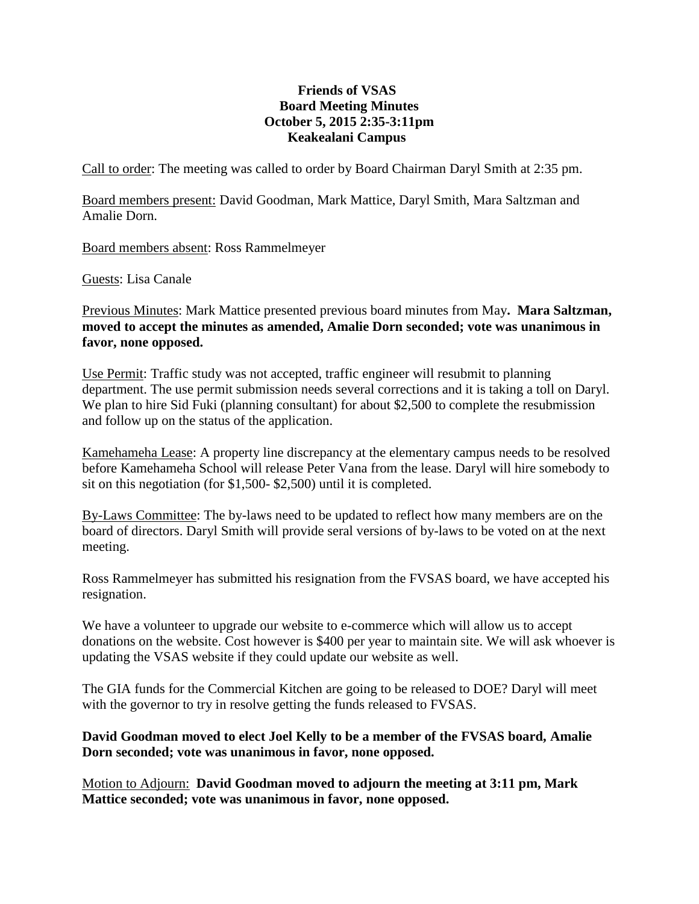**Friends of VSAS**
**Board Meeting Minutes**
**October 5, 2015 2:35-3:11pm**
**Keakealani Campus**

Call to order: The meeting was called to order by Board Chairman Daryl Smith at 2:35 pm.

Board members present: David Goodman, Mark Mattice, Daryl Smith, Mara Saltzman and Amalie Dorn.

Board members absent: Ross Rammelmeyer

Guests: Lisa Canale

Previous Minutes: Mark Mattice presented previous board minutes from May**. Mara Saltzman, moved to accept the minutes as amended, Amalie Dorn seconded; vote was unanimous in favor, none opposed.**

Use Permit: Traffic study was not accepted, traffic engineer will resubmit to planning department. The use permit submission needs several corrections and it is taking a toll on Daryl. We plan to hire Sid Fuki (planning consultant) for about $2,500 to complete the resubmission and follow up on the status of the application.

Kamehameha Lease: A property line discrepancy at the elementary campus needs to be resolved before Kamehameha School will release Peter Vana from the lease. Daryl will hire somebody to sit on this negotiation (for $1,500- $2,500) until it is completed.

By-Laws Committee: The by-laws need to be updated to reflect how many members are on the board of directors. Daryl Smith will provide seral versions of by-laws to be voted on at the next meeting.

Ross Rammelmeyer has submitted his resignation from the FVSAS board, we have accepted his resignation.

We have a volunteer to upgrade our website to e-commerce which will allow us to accept donations on the website. Cost however is $400 per year to maintain site. We will ask whoever is updating the VSAS website if they could update our website as well.

The GIA funds for the Commercial Kitchen are going to be released to DOE? Daryl will meet with the governor to try in resolve getting the funds released to FVSAS.

**David Goodman moved to elect Joel Kelly to be a member of the FVSAS board, Amalie Dorn seconded; vote was unanimous in favor, none opposed.**

Motion to Adjourn: **David Goodman moved to adjourn the meeting at 3:11 pm, Mark Mattice seconded; vote was unanimous in favor, none opposed.**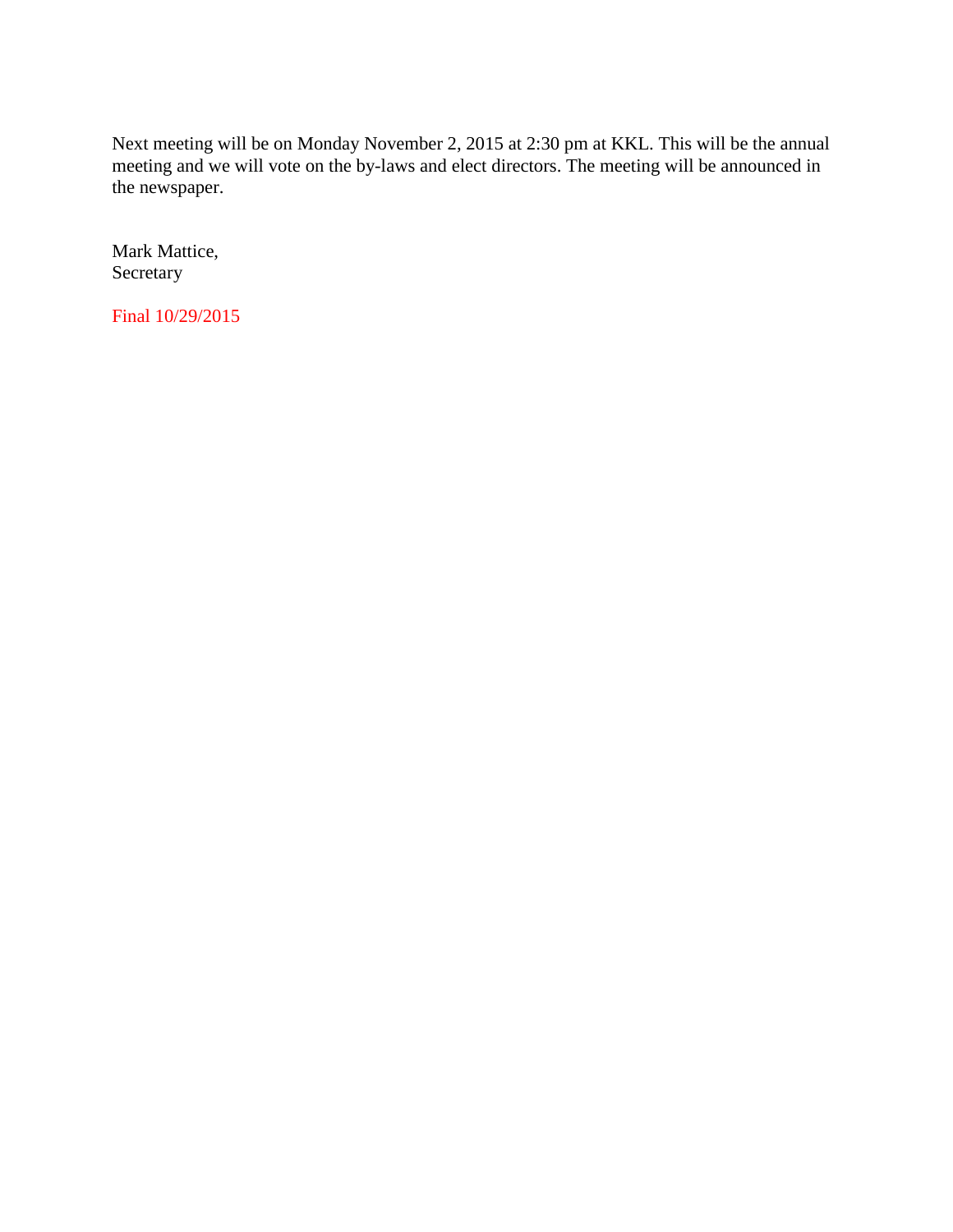Next meeting will be on Monday November 2, 2015 at 2:30 pm at KKL. This will be the annual meeting and we will vote on the by-laws and elect directors. The meeting will be announced in the newspaper.

Mark Mattice,
Secretary

Final 10/29/2015